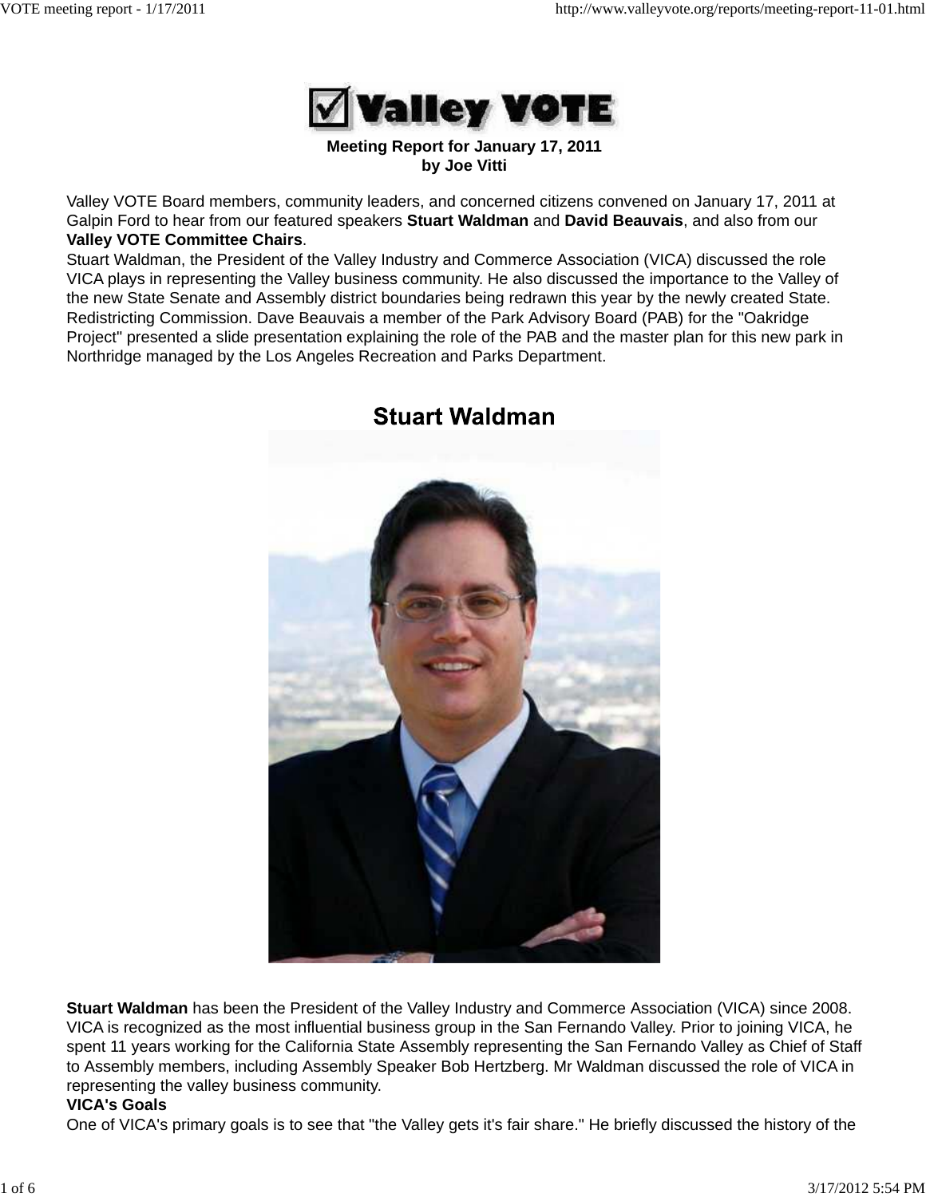# Valley VOTE

**Meeting Report for January 17, 2011**
**by Joe Vitti**

Valley VOTE Board members, community leaders, and concerned citizens convened on January 17, 2011 at Galpin Ford to hear from our featured speakers **Stuart Waldman** and **David Beauvais**, and also from our **Valley VOTE Committee Chairs**.

Stuart Waldman, the President of the Valley Industry and Commerce Association (VICA) discussed the role VICA plays in representing the Valley business community. He also discussed the importance to the Valley of the new State Senate and Assembly district boundaries being redrawn this year by the newly created State. Redistricting Commission. Dave Beauvais a member of the Park Advisory Board (PAB) for the "Oakridge Project" presented a slide presentation explaining the role of the PAB and the master plan for this new park in Northridge managed by the Los Angeles Recreation and Parks Department.

## Stuart Waldman

**Stuart Waldman** has been the President of the Valley Industry and Commerce Association (VICA) since 2008. VICA is recognized as the most influential business group in the San Fernando Valley. Prior to joining VICA, he spent 11 years working for the California State Assembly representing the San Fernando Valley as Chief of Staff to Assembly members, including Assembly Speaker Bob Hertzberg. Mr Waldman discussed the role of VICA in representing the valley business community.

**VICA's Goals**

One of VICA's primary goals is to see that "the Valley gets it's fair share." He briefly discussed the history of the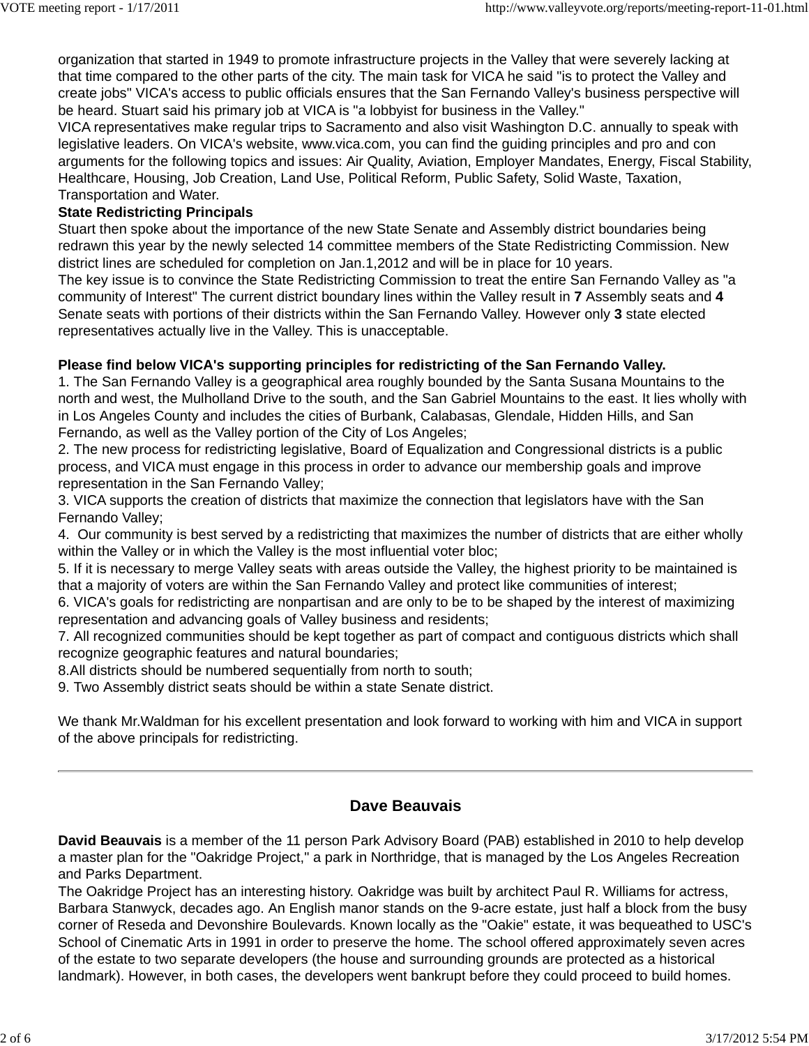organization that started in 1949 to promote infrastructure projects in the Valley that were severely lacking at that time compared to the other parts of the city. The main task for VICA he said "is to protect the Valley and create jobs" VICA's access to public officials ensures that the San Fernando Valley's business perspective will be heard. Stuart said his primary job at VICA is "a lobbyist for business in the Valley."

VICA representatives make regular trips to Sacramento and also visit Washington D.C. annually to speak with legislative leaders. On VICA's website, www.vica.com, you can find the guiding principles and pro and con arguments for the following topics and issues: Air Quality, Aviation, Employer Mandates, Energy, Fiscal Stability, Healthcare, Housing, Job Creation, Land Use, Political Reform, Public Safety, Solid Waste, Taxation, Transportation and Water.

**State Redistricting Principals**

Stuart then spoke about the importance of the new State Senate and Assembly district boundaries being redrawn this year by the newly selected 14 committee members of the State Redistricting Commission. New district lines are scheduled for completion on Jan.1,2012 and will be in place for 10 years.

The key issue is to convince the State Redistricting Commission to treat the entire San Fernando Valley as "a community of Interest" The current district boundary lines within the Valley result in **7** Assembly seats and **4** Senate seats with portions of their districts within the San Fernando Valley. However only **3** state elected representatives actually live in the Valley. This is unacceptable.

**Please find below VICA's supporting principles for redistricting of the San Fernando Valley.**

1. The San Fernando Valley is a geographical area roughly bounded by the Santa Susana Mountains to the north and west, the Mulholland Drive to the south, and the San Gabriel Mountains to the east. It lies wholly with in Los Angeles County and includes the cities of Burbank, Calabasas, Glendale, Hidden Hills, and San Fernando, as well as the Valley portion of the City of Los Angeles;
2. The new process for redistricting legislative, Board of Equalization and Congressional districts is a public process, and VICA must engage in this process in order to advance our membership goals and improve representation in the San Fernando Valley;
3. VICA supports the creation of districts that maximize the connection that legislators have with the San Fernando Valley;
4. Our community is best served by a redistricting that maximizes the number of districts that are either wholly within the Valley or in which the Valley is the most influential voter bloc;
5. If it is necessary to merge Valley seats with areas outside the Valley, the highest priority to be maintained is that a majority of voters are within the San Fernando Valley and protect like communities of interest;
6. VICA's goals for redistricting are nonpartisan and are only to be to be shaped by the interest of maximizing representation and advancing goals of Valley business and residents;
7. All recognized communities should be kept together as part of compact and contiguous districts which shall recognize geographic features and natural boundaries;
8. All districts should be numbered sequentially from north to south;
9. Two Assembly district seats should be within a state Senate district.

We thank Mr.Waldman for his excellent presentation and look forward to working with him and VICA in support of the above principals for redistricting.

---

## Dave Beauvais

**David Beauvais** is a member of the 11 person Park Advisory Board (PAB) established in 2010 to help develop a master plan for the "Oakridge Project," a park in Northridge, that is managed by the Los Angeles Recreation and Parks Department.

The Oakridge Project has an interesting history. Oakridge was built by architect Paul R. Williams for actress, Barbara Stanwyck, decades ago. An English manor stands on the 9-acre estate, just half a block from the busy corner of Reseda and Devonshire Boulevards. Known locally as the "Oakie" estate, it was bequeathed to USC's School of Cinematic Arts in 1991 in order to preserve the home. The school offered approximately seven acres of the estate to two separate developers (the house and surrounding grounds are protected as a historical landmark). However, in both cases, the developers went bankrupt before they could proceed to build homes.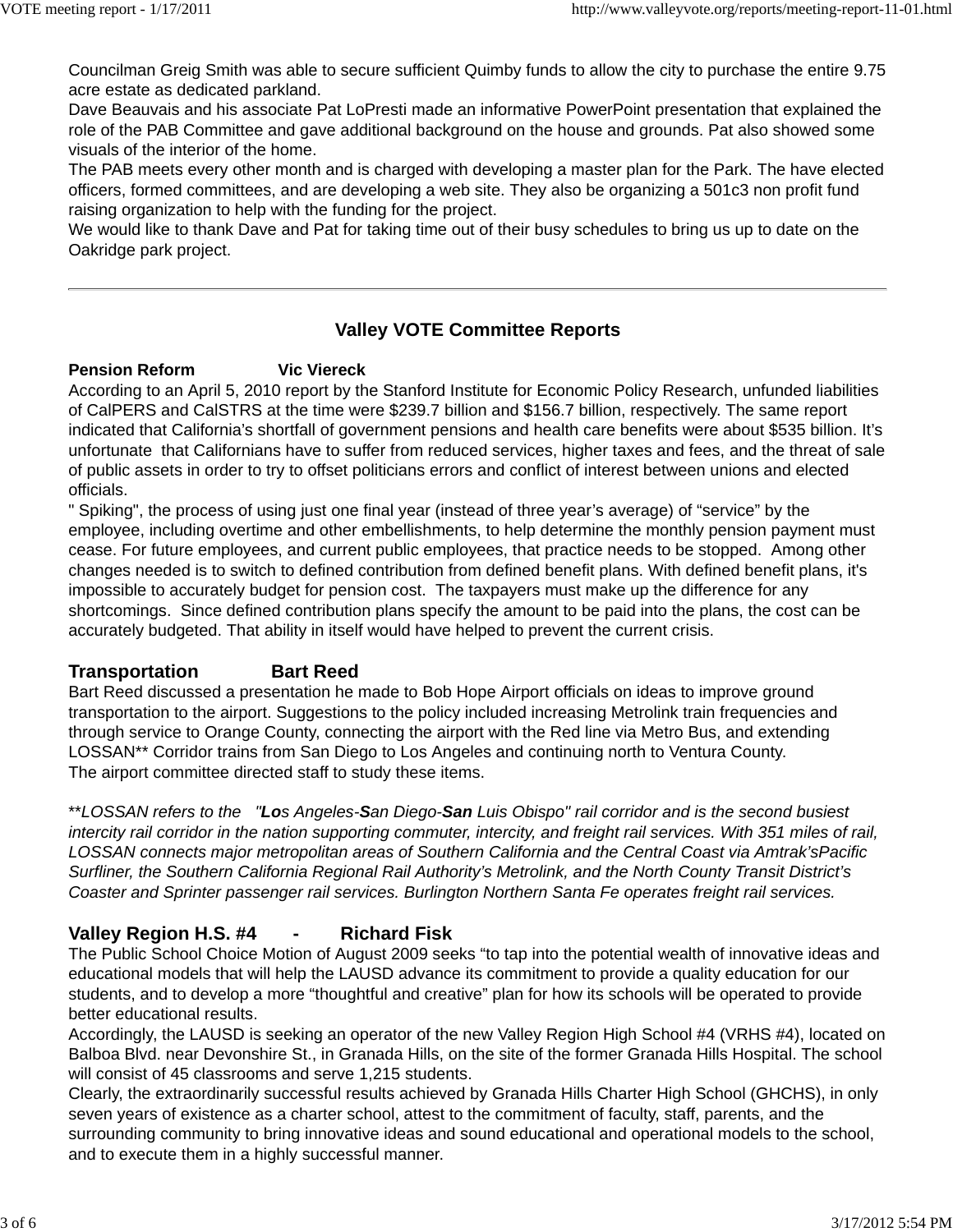Councilman Greig Smith was able to secure sufficient Quimby funds to allow the city to purchase the entire 9.75 acre estate as dedicated parkland.
Dave Beauvais and his associate Pat LoPresti made an informative PowerPoint presentation that explained the role of the PAB Committee and gave additional background on the house and grounds. Pat also showed some visuals of the interior of the home.
The PAB meets every other month and is charged with developing a master plan for the Park. The have elected officers, formed committees, and are developing a web site. They also be organizing a 501c3 non profit fund raising organization to help with the funding for the project.
We would like to thank Dave and Pat for taking time out of their busy schedules to bring us up to date on the Oakridge park project.

---

## Valley VOTE Committee Reports

**Pension Reform Vic Viereck**

According to an April 5, 2010 report by the Stanford Institute for Economic Policy Research, unfunded liabilities of CalPERS and CalSTRS at the time were $239.7 billion and $156.7 billion, respectively. The same report indicated that California's shortfall of government pensions and health care benefits were about $535 billion. It's unfortunate that Californians have to suffer from reduced services, higher taxes and fees, and the threat of sale of public assets in order to try to offset politicians errors and conflict of interest between unions and elected officials.
" Spiking", the process of using just one final year (instead of three year's average) of "service" by the employee, including overtime and other embellishments, to help determine the monthly pension payment must cease. For future employees, and current public employees, that practice needs to be stopped. Among other changes needed is to switch to defined contribution from defined benefit plans. With defined benefit plans, it's impossible to accurately budget for pension cost. The taxpayers must make up the difference for any shortcomings. Since defined contribution plans specify the amount to be paid into the plans, the cost can be accurately budgeted. That ability in itself would have helped to prevent the current crisis.

### Transportation Bart Reed

Bart Reed discussed a presentation he made to Bob Hope Airport officials on ideas to improve ground transportation to the airport. Suggestions to the policy included increasing Metrolink train frequencies and through service to Orange County, connecting the airport with the Red line via Metro Bus, and extending LOSSAN** Corridor trains from San Diego to Los Angeles and continuing north to Ventura County.
The airport committee directed staff to study these items.

***LOSSAN refers to the "**Lo**s Angeles-**S**an Diego-**San** Luis Obispo" rail corridor and is the second busiest intercity rail corridor in the nation supporting commuter, intercity, and freight rail services. With 351 miles of rail, LOSSAN connects major metropolitan areas of Southern California and the Central Coast via Amtrak'sPacific Surfliner, the Southern California Regional Rail Authority's Metrolink, and the North County Transit District's Coaster and Sprinter passenger rail services. Burlington Northern Santa Fe operates freight rail services.*

### Valley Region H.S. #4 - Richard Fisk

The Public School Choice Motion of August 2009 seeks "to tap into the potential wealth of innovative ideas and educational models that will help the LAUSD advance its commitment to provide a quality education for our students, and to develop a more "thoughtful and creative" plan for how its schools will be operated to provide better educational results.
Accordingly, the LAUSD is seeking an operator of the new Valley Region High School #4 (VRHS #4), located on Balboa Blvd. near Devonshire St., in Granada Hills, on the site of the former Granada Hills Hospital. The school will consist of 45 classrooms and serve 1,215 students.
Clearly, the extraordinarily successful results achieved by Granada Hills Charter High School (GHCHS), in only seven years of existence as a charter school, attest to the commitment of faculty, staff, parents, and the surrounding community to bring innovative ideas and sound educational and operational models to the school, and to execute them in a highly successful manner.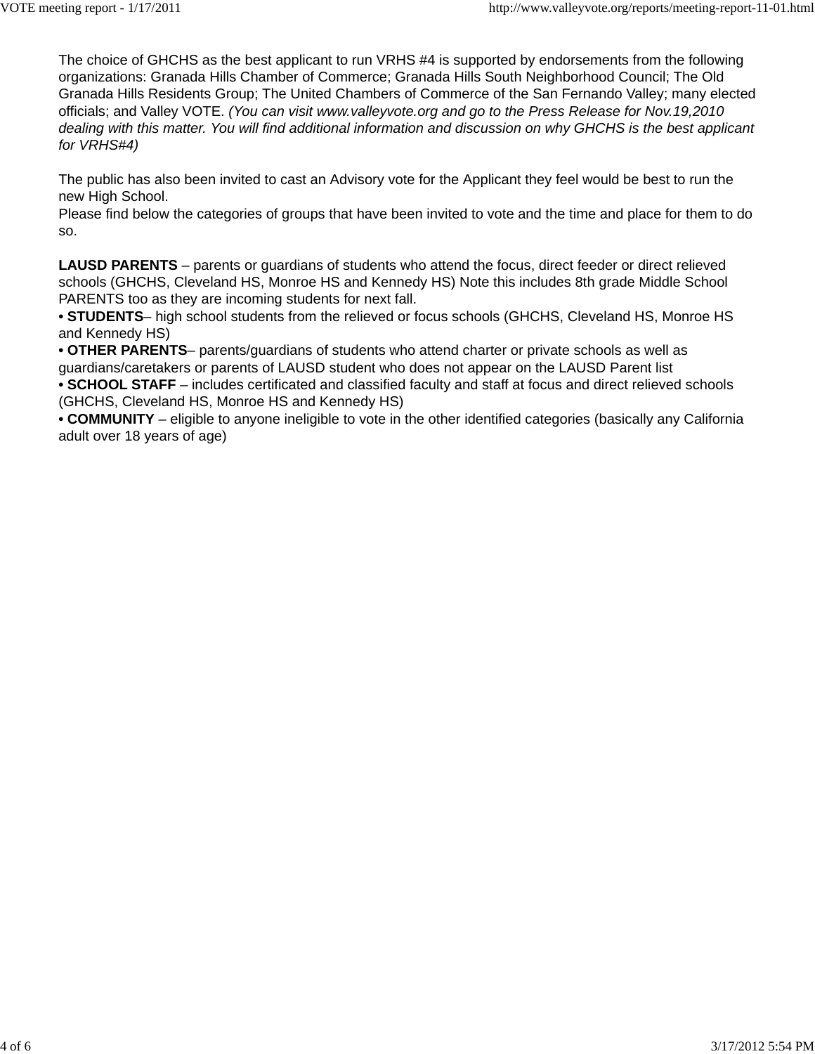The choice of GHCHS as the best applicant to run VRHS #4 is supported by endorsements from the following organizations: Granada Hills Chamber of Commerce; Granada Hills South Neighborhood Council; The Old Granada Hills Residents Group; The United Chambers of Commerce of the San Fernando Valley; many elected officials; and Valley VOTE. *(You can visit www.valleyvote.org and go to the Press Release for Nov.19,2010 dealing with this matter. You will find additional information and discussion on why GHCHS is the best applicant for VRHS#4)*

The public has also been invited to cast an Advisory vote for the Applicant they feel would be best to run the new High School.
Please find below the categories of groups that have been invited to vote and the time and place for them to do so.

**LAUSD PARENTS** – parents or guardians of students who attend the focus, direct feeder or direct relieved schools (GHCHS, Cleveland HS, Monroe HS and Kennedy HS) Note this includes 8th grade Middle School PARENTS too as they are incoming students for next fall.
- **STUDENTS**– high school students from the relieved or focus schools (GHCHS, Cleveland HS, Monroe HS and Kennedy HS)
- **OTHER PARENTS**– parents/guardians of students who attend charter or private schools as well as guardians/caretakers or parents of LAUSD student who does not appear on the LAUSD Parent list
- **SCHOOL STAFF** – includes certificated and classified faculty and staff at focus and direct relieved schools (GHCHS, Cleveland HS, Monroe HS and Kennedy HS)
- **COMMUNITY** – eligible to anyone ineligible to vote in the other identified categories (basically any California adult over 18 years of age)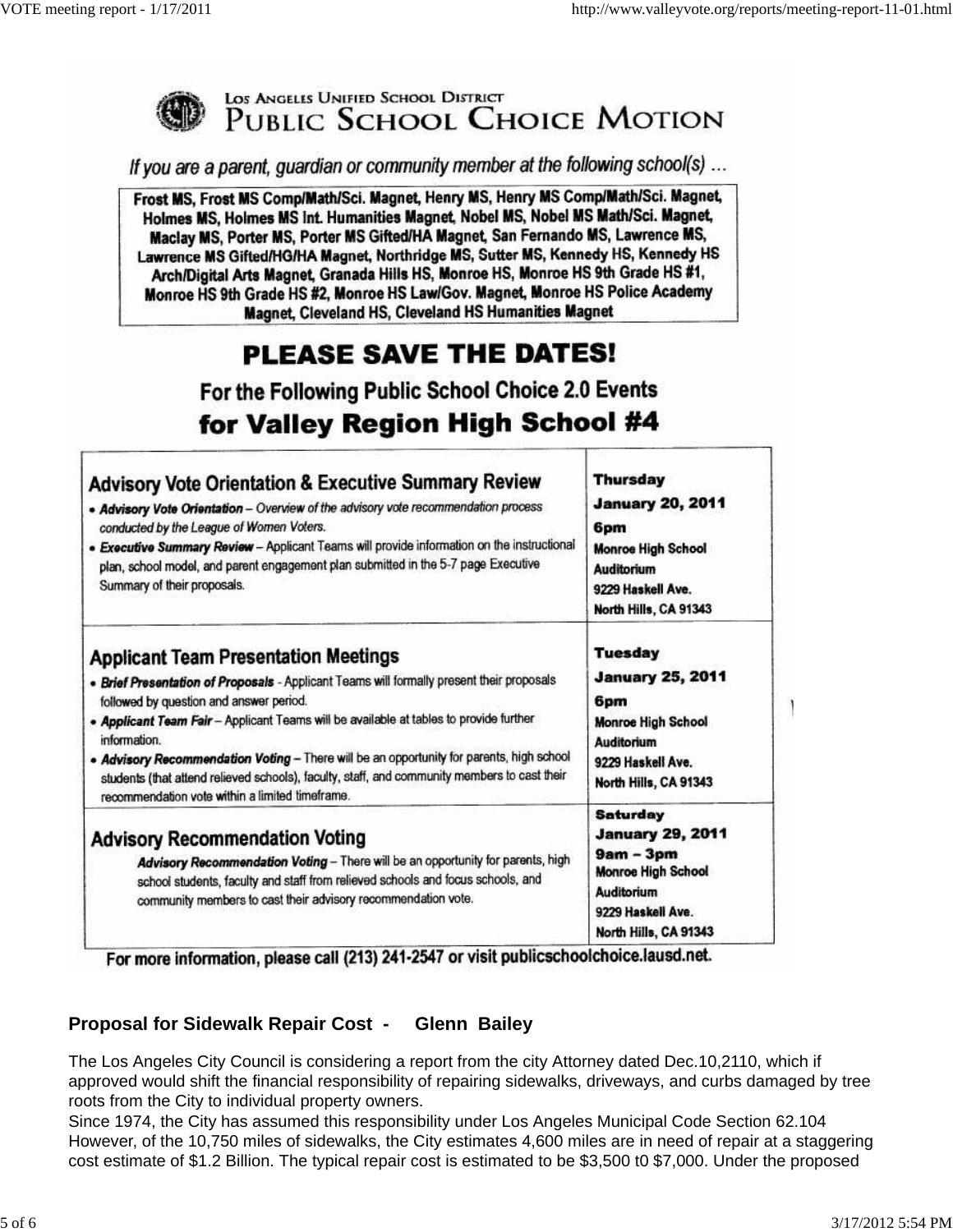# Los Angeles Unified School District
# Public School Choice Motion

*If you are a parent, guardian or community member at the following school(s) ...*

**Frost MS, Frost MS Comp/Math/Sci. Magnet, Henry MS, Henry MS Comp/Math/Sci. Magnet, Holmes MS, Holmes MS Int. Humanities Magnet, Nobel MS, Nobel MS Math/Sci. Magnet, Maclay MS, Porter MS, Porter MS Gifted/HA Magnet, San Fernando MS, Lawrence MS, Lawrence MS Gifted/HG/HA Magnet, Northridge MS, Sutter MS, Kennedy HS, Kennedy HS Arch/Digital Arts Magnet, Granada Hills HS, Monroe HS, Monroe HS 9th Grade HS #1, Monroe HS 9th Grade HS #2, Monroe HS Law/Gov. Magnet, Monroe HS Police Academy Magnet, Cleveland HS, Cleveland HS Humanities Magnet**

## PLEASE SAVE THE DATES!

### For the Following Public School Choice 2.0 Events for Valley Region High School #4

| Event | Date / Location |
|---|---|
| **Advisory Vote Orientation & Executive Summary Review**<br>• ***Advisory Vote Orientation*** – Overview of the advisory vote recommendation process conducted by the League of Women Voters.<br>• ***Executive Summary Review*** – Applicant Teams will provide information on the instructional plan, school model, and parent engagement plan submitted in the 5-7 page Executive Summary of their proposals. | **Thursday**<br>**January 20, 2011**<br>**6pm**<br>**Monroe High School Auditorium**<br>**9229 Haskell Ave.**<br>**North Hills, CA 91343** |
| **Applicant Team Presentation Meetings**<br>• ***Brief Presentation of Proposals*** - Applicant Teams will formally present their proposals followed by question and answer period.<br>• ***Applicant Team Fair*** – Applicant Teams will be available at tables to provide further information.<br>• ***Advisory Recommendation Voting*** – There will be an opportunity for parents, high school students (that attend relieved schools), faculty, staff, and community members to cast their recommendation vote within a limited timeframe. | **Tuesday**<br>**January 25, 2011**<br>**6pm**<br>**Monroe High School Auditorium**<br>**9229 Haskell Ave.**<br>**North Hills, CA 91343** |
| **Advisory Recommendation Voting**<br>***Advisory Recommendation Voting*** – There will be an opportunity for parents, high school students, faculty and staff from relieved schools and focus schools, and community members to cast their advisory recommendation vote. | **Saturday**<br>**January 29, 2011**<br>**9am – 3pm**<br>**Monroe High School Auditorium**<br>**9229 Haskell Ave.**<br>**North Hills, CA 91343** |

**For more information, please call (213) 241-2547 or visit publicschoolchoice.lausd.net.**

### Proposal for Sidewalk Repair Cost - Glenn Bailey

The Los Angeles City Council is considering a report from the city Attorney dated Dec.10,2110, which if approved would shift the financial responsibility of repairing sidewalks, driveways, and curbs damaged by tree roots from the City to individual property owners.

Since 1974, the City has assumed this responsibility under Los Angeles Municipal Code Section 62.104 However, of the 10,750 miles of sidewalks, the City estimates 4,600 miles are in need of repair at a staggering cost estimate of $1.2 Billion. The typical repair cost is estimated to be $3,500 t0 $7,000. Under the proposed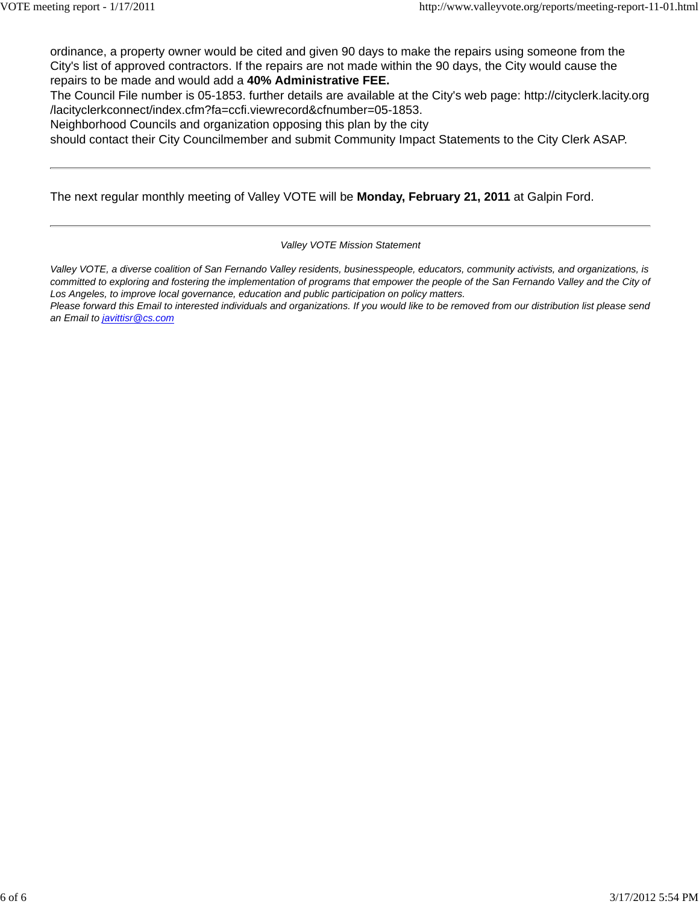ordinance, a property owner would be cited and given 90 days to make the repairs using someone from the City's list of approved contractors. If the repairs are not made within the 90 days, the City would cause the repairs to be made and would add a **40% Administrative FEE.**

The Council File number is 05-1853. further details are available at the City's web page: http://cityclerk.lacity.org/lacityclerkconnect/index.cfm?fa=ccfi.viewrecord&cfnumber=05-1853.

Neighborhood Councils and organization opposing this plan by the city should contact their City Councilmember and submit Community Impact Statements to the City Clerk ASAP.

---

The next regular monthly meeting of Valley VOTE will be **Monday, February 21, 2011** at Galpin Ford.

---

*Valley VOTE Mission Statement*

*Valley VOTE, a diverse coalition of San Fernando Valley residents, businesspeople, educators, community activists, and organizations, is committed to exploring and fostering the implementation of programs that empower the people of the San Fernando Valley and the City of Los Angeles, to improve local governance, education and public participation on policy matters.*

*Please forward this Email to interested individuals and organizations. If you would like to be removed from our distribution list please send an Email to javittisr@cs.com*